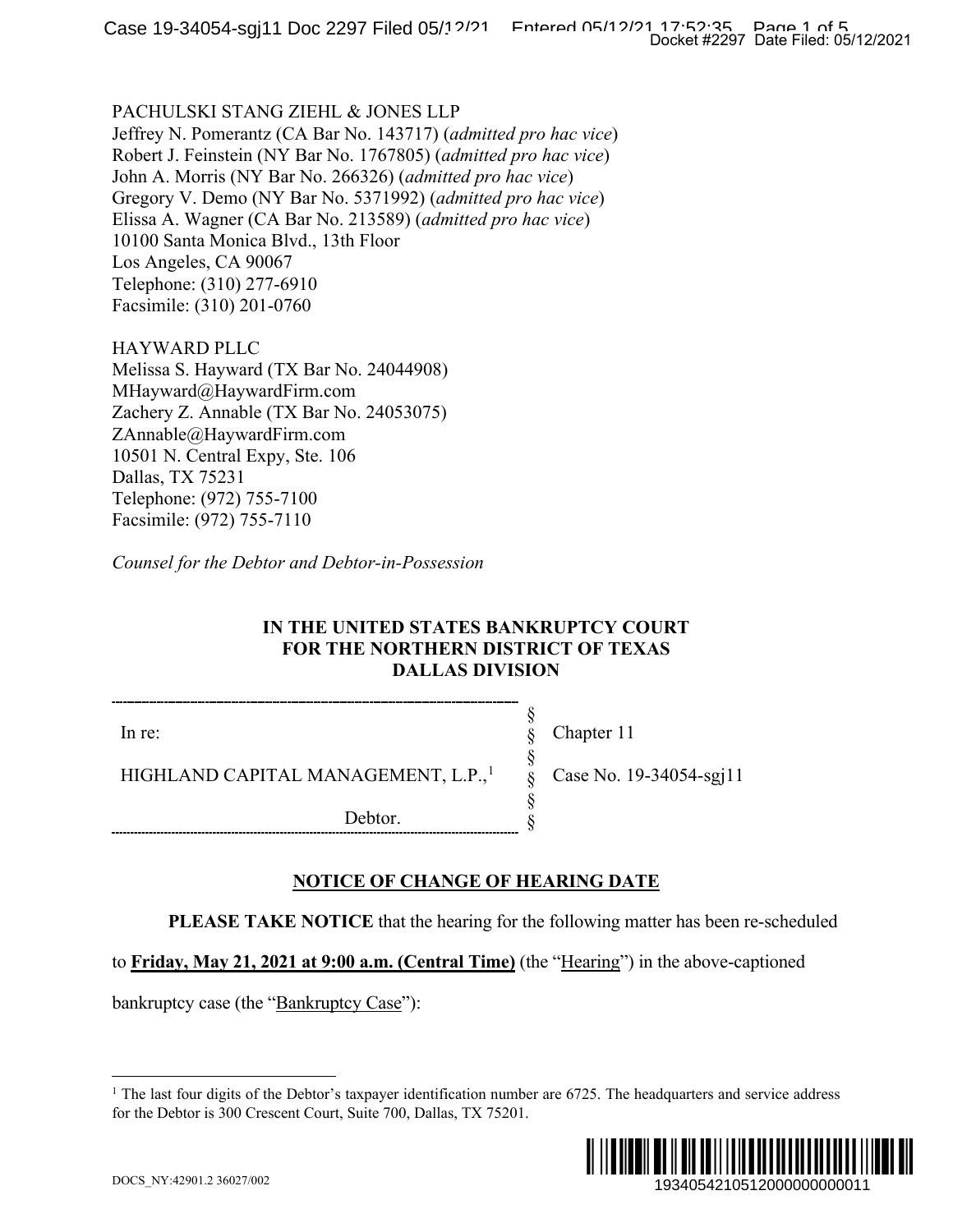PACHULSKI STANG ZIEHL & JONES LLP
Jeffrey N. Pomerantz (CA Bar No. 143717) (*admitted pro hac vice*)
Robert J. Feinstein (NY Bar No. 1767805) (*admitted pro hac vice*)
John A. Morris (NY Bar No. 266326) (*admitted pro hac vice*)
Gregory V. Demo (NY Bar No. 5371992) (*admitted pro hac vice*)
Elissa A. Wagner (CA Bar No. 213589) (*admitted pro hac vice*)
10100 Santa Monica Blvd., 13th Floor
Los Angeles, CA 90067
Telephone: (310) 277-6910
Facsimile: (310) 201-0760

HAYWARD PLLC
Melissa S. Hayward (TX Bar No. 24044908)
MHayward@HaywardFirm.com
Zachery Z. Annable (TX Bar No. 24053075)
ZAnnable@HaywardFirm.com
10501 N. Central Expy, Ste. 106
Dallas, TX 75231
Telephone: (972) 755-7100
Facsimile: (972) 755-7110

*Counsel for the Debtor and Debtor-in-Possession*

**IN THE UNITED STATES BANKRUPTCY COURT**
**FOR THE NORTHERN DISTRICT OF TEXAS**
**DALLAS DIVISION**

| | | |
|---|---|---|
| In re: | § | Chapter 11 |
| HIGHLAND CAPITAL MANAGEMENT, L.P.,[1] | § | Case No. 19-34054-sgj11 |
| Debtor. | § | |

## NOTICE OF CHANGE OF HEARING DATE

**PLEASE TAKE NOTICE** that the hearing for the following matter has been re-scheduled to **Friday, May 21, 2021 at 9:00 a.m. (Central Time)** (the "Hearing") in the above-captioned bankruptcy case (the "Bankruptcy Case"):

[1] The last four digits of the Debtor's taxpayer identification number are 6725. The headquarters and service address for the Debtor is 300 Crescent Court, Suite 700, Dallas, TX 75201.

DOCS_NY:42901.2 36027/002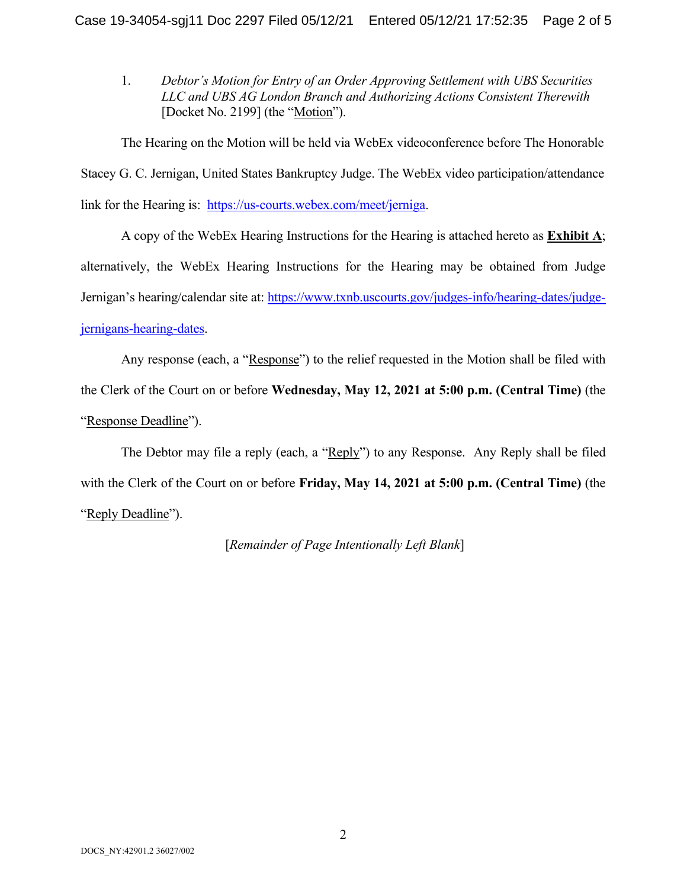1. *Debtor's Motion for Entry of an Order Approving Settlement with UBS Securities LLC and UBS AG London Branch and Authorizing Actions Consistent Therewith* [Docket No. 2199] (the "Motion").

The Hearing on the Motion will be held via WebEx videoconference before The Honorable Stacey G. C. Jernigan, United States Bankruptcy Judge. The WebEx video participation/attendance link for the Hearing is: https://us-courts.webex.com/meet/jerniga.

A copy of the WebEx Hearing Instructions for the Hearing is attached hereto as **Exhibit A**; alternatively, the WebEx Hearing Instructions for the Hearing may be obtained from Judge Jernigan's hearing/calendar site at: https://www.txnb.uscourts.gov/judges-info/hearing-dates/judge-jernigans-hearing-dates.

Any response (each, a "Response") to the relief requested in the Motion shall be filed with the Clerk of the Court on or before **Wednesday, May 12, 2021 at 5:00 p.m. (Central Time)** (the "Response Deadline").

The Debtor may file a reply (each, a "Reply") to any Response. Any Reply shall be filed with the Clerk of the Court on or before **Friday, May 14, 2021 at 5:00 p.m. (Central Time)** (the "Reply Deadline").

[*Remainder of Page Intentionally Left Blank*]

DOCS_NY:42901.2 36027/002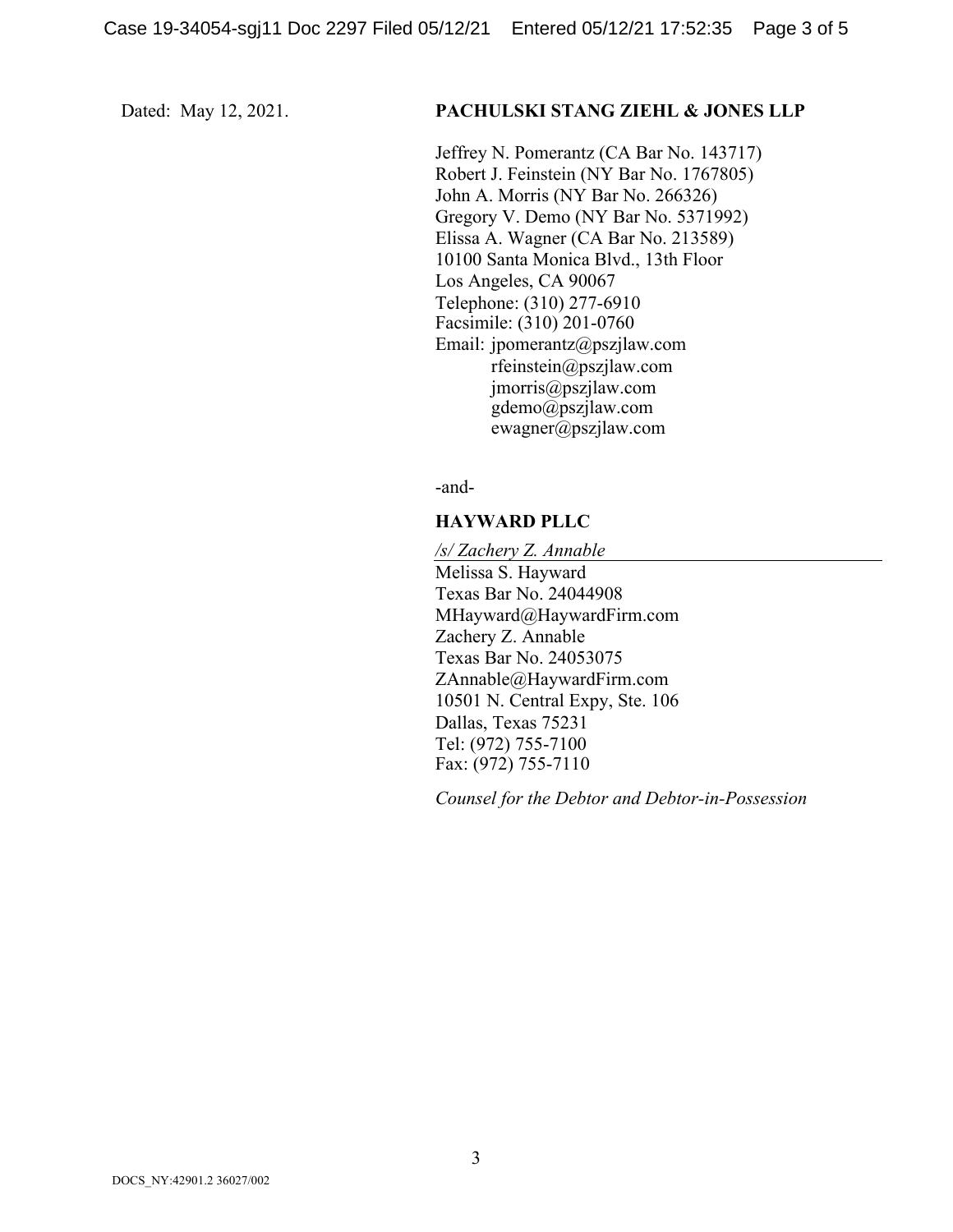Dated: May 12, 2021.

**PACHULSKI STANG ZIEHL & JONES LLP**

Jeffrey N. Pomerantz (CA Bar No. 143717)
Robert J. Feinstein (NY Bar No. 1767805)
John A. Morris (NY Bar No. 266326)
Gregory V. Demo (NY Bar No. 5371992)
Elissa A. Wagner (CA Bar No. 213589)
10100 Santa Monica Blvd., 13th Floor
Los Angeles, CA 90067
Telephone: (310) 277-6910
Facsimile: (310) 201-0760
Email: jpomerantz@pszjlaw.com
rfeinstein@pszjlaw.com
jmorris@pszjlaw.com
gdemo@pszjlaw.com
ewagner@pszjlaw.com

-and-

**HAYWARD PLLC**

*/s/ Zachery Z. Annable*
Melissa S. Hayward
Texas Bar No. 24044908
MHayward@HaywardFirm.com
Zachery Z. Annable
Texas Bar No. 24053075
ZAnnable@HaywardFirm.com
10501 N. Central Expy, Ste. 106
Dallas, Texas 75231
Tel: (972) 755-7100
Fax: (972) 755-7110

*Counsel for the Debtor and Debtor-in-Possession*

DOCS_NY:42901.2 36027/002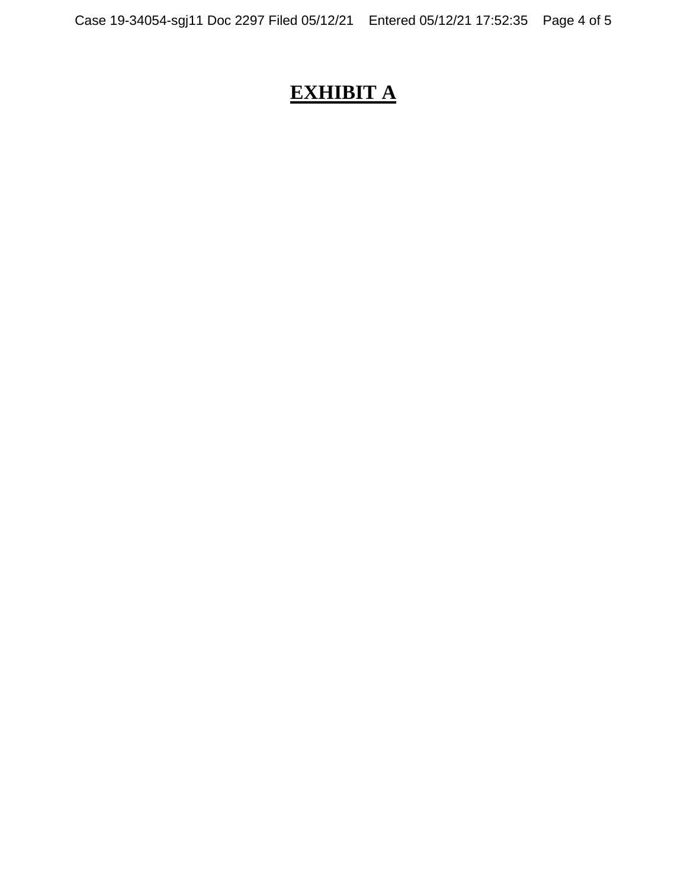# **EXHIBIT A**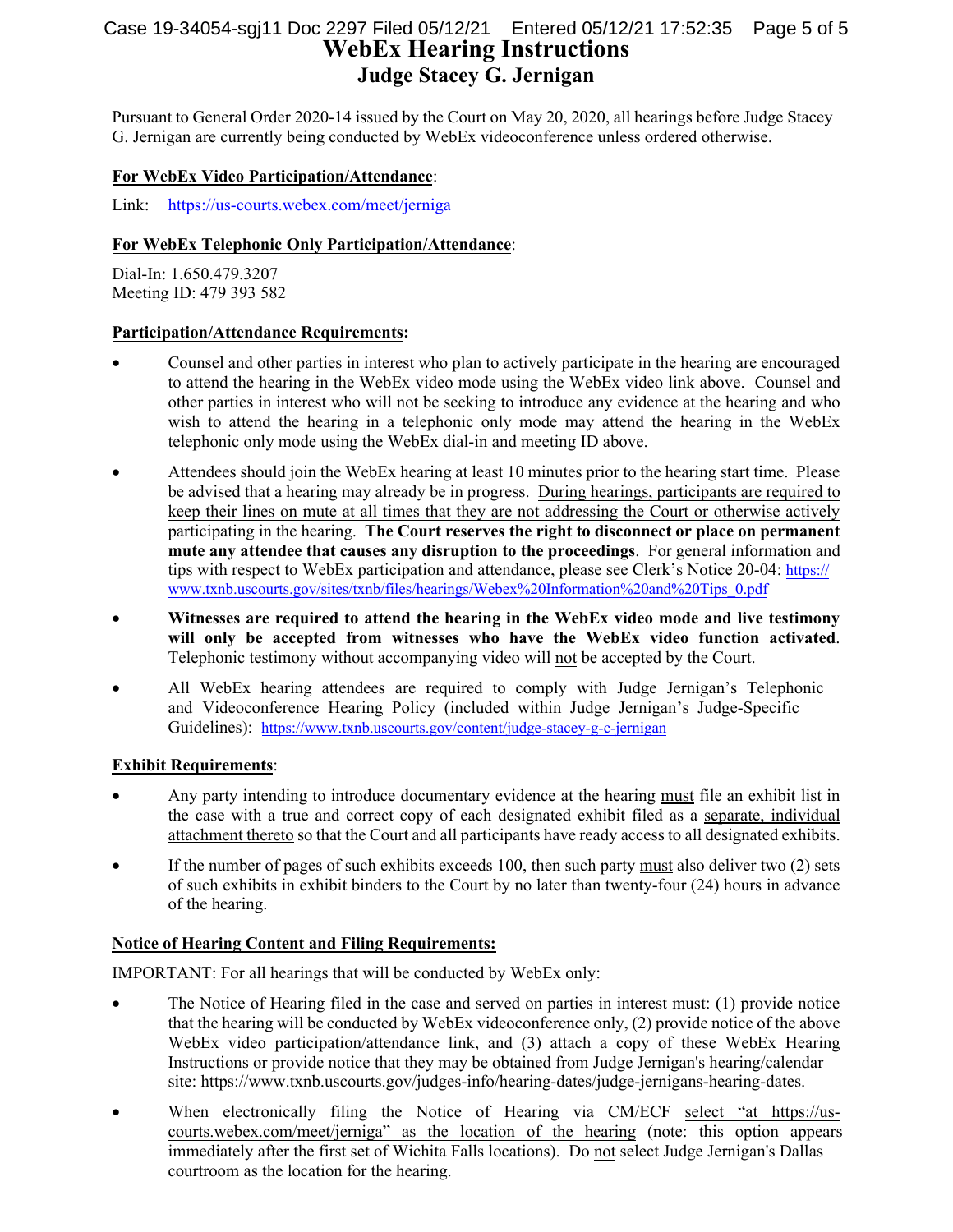# WebEx Hearing Instructions
## Judge Stacey G. Jernigan

Pursuant to General Order 2020-14 issued by the Court on May 20, 2020, all hearings before Judge Stacey G. Jernigan are currently being conducted by WebEx videoconference unless ordered otherwise.

**For WebEx Video Participation/Attendance**:

Link: https://us-courts.webex.com/meet/jerniga

**For WebEx Telephonic Only Participation/Attendance**:

Dial-In: 1.650.479.3207
Meeting ID: 479 393 582

**Participation/Attendance Requirements:**

- Counsel and other parties in interest who plan to actively participate in the hearing are encouraged to attend the hearing in the WebEx video mode using the WebEx video link above. Counsel and other parties in interest who will not be seeking to introduce any evidence at the hearing and who wish to attend the hearing in a telephonic only mode may attend the hearing in the WebEx telephonic only mode using the WebEx dial-in and meeting ID above.
- Attendees should join the WebEx hearing at least 10 minutes prior to the hearing start time. Please be advised that a hearing may already be in progress. During hearings, participants are required to keep their lines on mute at all times that they are not addressing the Court or otherwise actively participating in the hearing. **The Court reserves the right to disconnect or place on permanent mute any attendee that causes any disruption to the proceedings**. For general information and tips with respect to WebEx participation and attendance, please see Clerk's Notice 20-04: https://www.txnb.uscourts.gov/sites/txnb/files/hearings/Webex%20Information%20and%20Tips_0.pdf
- **Witnesses are required to attend the hearing in the WebEx video mode and live testimony will only be accepted from witnesses who have the WebEx video function activated**. Telephonic testimony without accompanying video will not be accepted by the Court.
- All WebEx hearing attendees are required to comply with Judge Jernigan's Telephonic and Videoconference Hearing Policy (included within Judge Jernigan's Judge-Specific Guidelines): https://www.txnb.uscourts.gov/content/judge-stacey-g-c-jernigan

**Exhibit Requirements**:

- Any party intending to introduce documentary evidence at the hearing must file an exhibit list in the case with a true and correct copy of each designated exhibit filed as a separate, individual attachment thereto so that the Court and all participants have ready access to all designated exhibits.
- If the number of pages of such exhibits exceeds 100, then such party must also deliver two (2) sets of such exhibits in exhibit binders to the Court by no later than twenty-four (24) hours in advance of the hearing.

**Notice of Hearing Content and Filing Requirements:**

IMPORTANT: For all hearings that will be conducted by WebEx only:

- The Notice of Hearing filed in the case and served on parties in interest must: (1) provide notice that the hearing will be conducted by WebEx videoconference only, (2) provide notice of the above WebEx video participation/attendance link, and (3) attach a copy of these WebEx Hearing Instructions or provide notice that they may be obtained from Judge Jernigan's hearing/calendar site: https://www.txnb.uscourts.gov/judges-info/hearing-dates/judge-jernigans-hearing-dates.
- When electronically filing the Notice of Hearing via CM/ECF select "at https://us-courts.webex.com/meet/jerniga" as the location of the hearing (note: this option appears immediately after the first set of Wichita Falls locations). Do not select Judge Jernigan's Dallas courtroom as the location for the hearing.